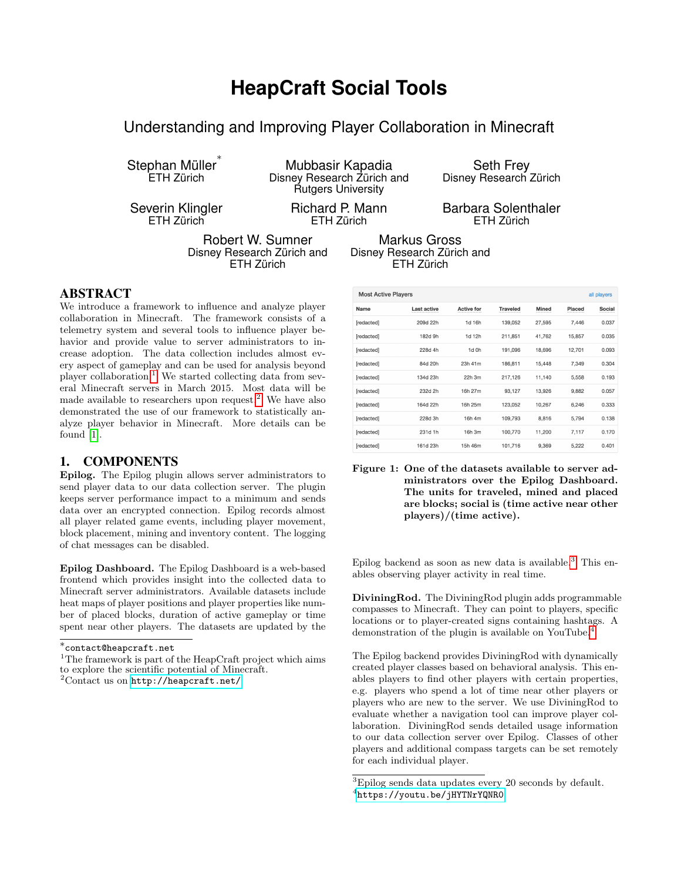# HeapCraft Social Tools

## Understanding and Improving Player Collaboration in Minecraft

Stephan Müller[*]
ETH Zürich

Mubbasir Kapadia
Disney Research Zürich and Rutgers University

Seth Frey
Disney Research Zürich

Severin Klingler
ETH Zürich

Richard P. Mann
ETH Zürich

Barbara Solenthaler
ETH Zürich

Robert W. Sumner
Disney Research Zürich and ETH Zürich

Markus Gross
Disney Research Zürich and ETH Zürich

## ABSTRACT

We introduce a framework to influence and analyze player collaboration in Minecraft. The framework consists of a telemetry system and several tools to influence player behavior and provide value to server administrators to increase adoption. The data collection includes almost every aspect of gameplay and can be used for analysis beyond player collaboration.[1] We started collecting data from several Minecraft servers in March 2015. Most data will be made available to researchers upon request.[2] We have also demonstrated the use of our framework to statistically analyze player behavior in Minecraft. More details can be found [1].

## 1. COMPONENTS

**Epilog.** The Epilog plugin allows server administrators to send player data to our data collection server. The plugin keeps server performance impact to a minimum and sends data over an encrypted connection. Epilog records almost all player related game events, including player movement, block placement, mining and inventory content. The logging of chat messages can be disabled.

**Epilog Dashboard.** The Epilog Dashboard is a web-based frontend which provides insight into the collected data to Minecraft server administrators. Available datasets include heat maps of player positions and player properties like number of placed blocks, duration of active gameplay or time spent near other players. The datasets are updated by the Epilog backend as soon as new data is available.[3] This enables observing player activity in real time.

Most Active Players — all players

| Name | Last active | Active for | Traveled | Mined | Placed | Social |
|---|---|---|---|---|---|---|
| [redacted] | 209d 22h | 1d 16h | 139,052 | 27,595 | 7,446 | 0.037 |
| [redacted] | 182d 9h | 1d 12h | 211,851 | 41,762 | 15,857 | 0.035 |
| [redacted] | 228d 4h | 1d 0h | 191,096 | 18,696 | 12,701 | 0.093 |
| [redacted] | 84d 20h | 23h 41m | 186,811 | 15,448 | 7,349 | 0.304 |
| [redacted] | 134d 23h | 22h 3m | 217,126 | 11,140 | 5,558 | 0.193 |
| [redacted] | 232d 2h | 16h 27m | 93,127 | 13,926 | 9,882 | 0.057 |
| [redacted] | 164d 22h | 16h 25m | 123,052 | 10,267 | 6,246 | 0.333 |
| [redacted] | 228d 3h | 16h 4m | 109,793 | 8,816 | 5,794 | 0.138 |
| [redacted] | 231d 1h | 16h 3m | 100,770 | 11,200 | 7,117 | 0.170 |
| [redacted] | 161d 23h | 15h 46m | 101,716 | 9,369 | 5,222 | 0.401 |

**Figure 1: One of the datasets available to server administrators over the Epilog Dashboard. The units for traveled, mined and placed are blocks; social is (time active near other players)/(time active).**

**DiviningRod.** The DiviningRod plugin adds programmable compasses to Minecraft. They can point to players, specific locations or to player-created signs containing hashtags. A demonstration of the plugin is available on YouTube.[4]

The Epilog backend provides DiviningRod with dynamically created player classes based on behavioral analysis. This enables players to find other players with certain properties, e.g. players who spend a lot of time near other players or players who are new to the server. We use DiviningRod to evaluate whether a navigation tool can improve player collaboration. DiviningRod sends detailed usage information to our data collection server over Epilog. Classes of other players and additional compass targets can be set remotely for each individual player.

---

[*] contact@heapcraft.net

[1] The framework is part of the HeapCraft project which aims to explore the scientific potential of Minecraft.

[2] Contact us on http://heapcraft.net/

[3] Epilog sends data updates every 20 seconds by default.

[4] https://youtu.be/jHYTNrYQNR0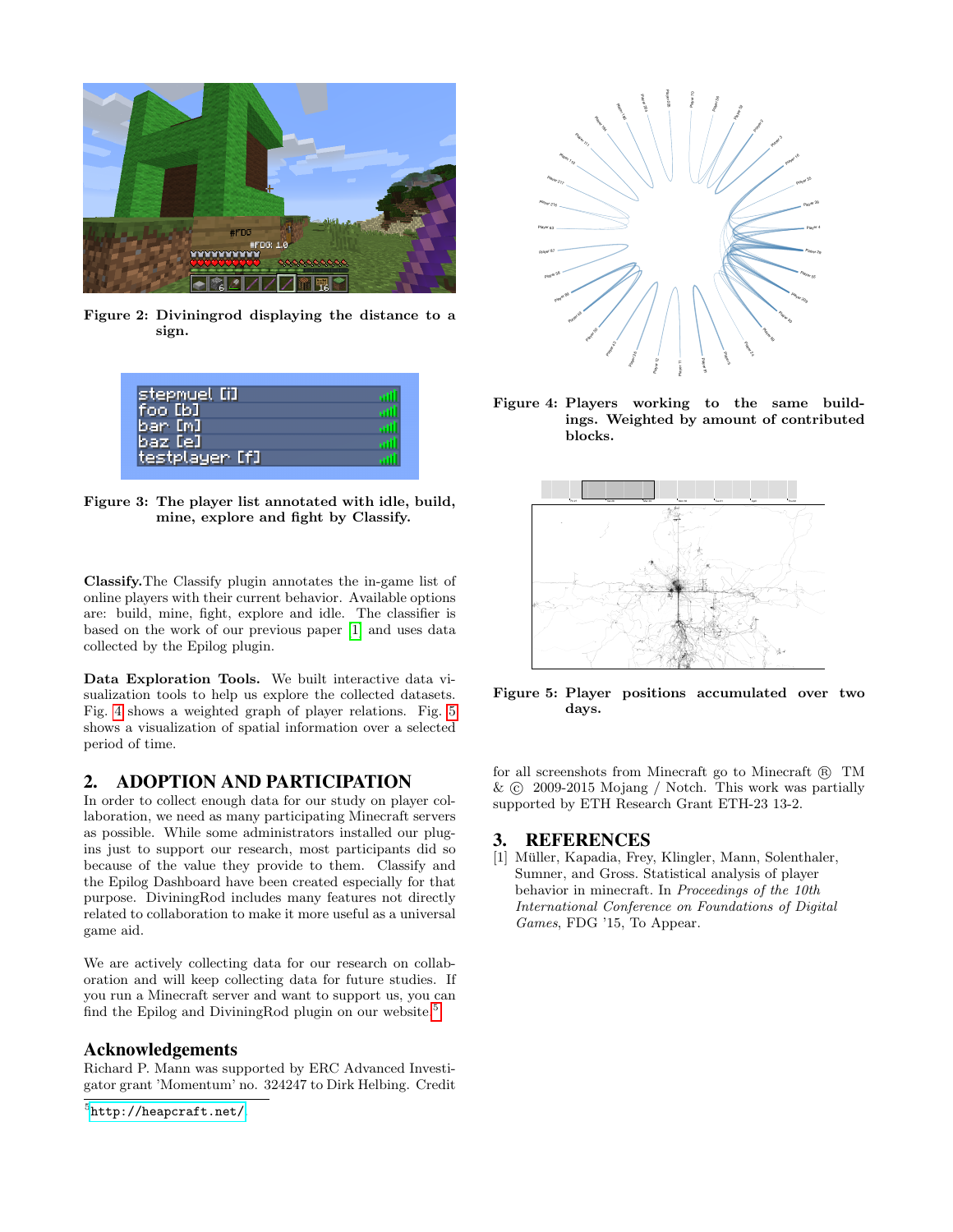Figure 2: Diviningrod displaying the distance to a sign.

stepmuel [i]
foo [b]
bar [m]
baz [e]
testplayer [f]

Figure 3: The player list annotated with idle, build, mine, explore and fight by Classify.

**Classify.** The Classify plugin annotates the in-game list of online players with their current behavior. Available options are: build, mine, fight, explore and idle. The classifier is based on the work of our previous paper [1] and uses data collected by the Epilog plugin.

**Data Exploration Tools.** We built interactive data visualization tools to help us explore the collected datasets. Fig. 4 shows a weighted graph of player relations. Fig. 5 shows a visualization of spatial information over a selected period of time.

## 2. ADOPTION AND PARTICIPATION

In order to collect enough data for our study on player collaboration, we need as many participating Minecraft servers as possible. While some administrators installed our plugins just to support our research, most participants did so because of the value they provide to them. Classify and the Epilog Dashboard have been created especially for that purpose. DiviningRod includes many features not directly related to collaboration to make it more useful as a universal game aid.

We are actively collecting data for our research on collaboration and will keep collecting data for future studies. If you run a Minecraft server and want to support us, you can find the Epilog and DiviningRod plugin on our website.[5]

## Acknowledgements

Richard P. Mann was supported by ERC Advanced Investigator grant 'Momentum' no. 324247 to Dirk Helbing. Credit for all screenshots from Minecraft go to Minecraft ® TM & © 2009-2015 Mojang / Notch. This work was partially supported by ETH Research Grant ETH-23 13-2.

[5] http://heapcraft.net/

Figure 4: Players working to the same buildings. Weighted by amount of contributed blocks.

Figure 5: Player positions accumulated over two days.

## 3. REFERENCES

[1] Müller, Kapadia, Frey, Klingler, Mann, Solenthaler, Sumner, and Gross. Statistical analysis of player behavior in minecraft. In *Proceedings of the 10th International Conference on Foundations of Digital Games*, FDG '15, To Appear.